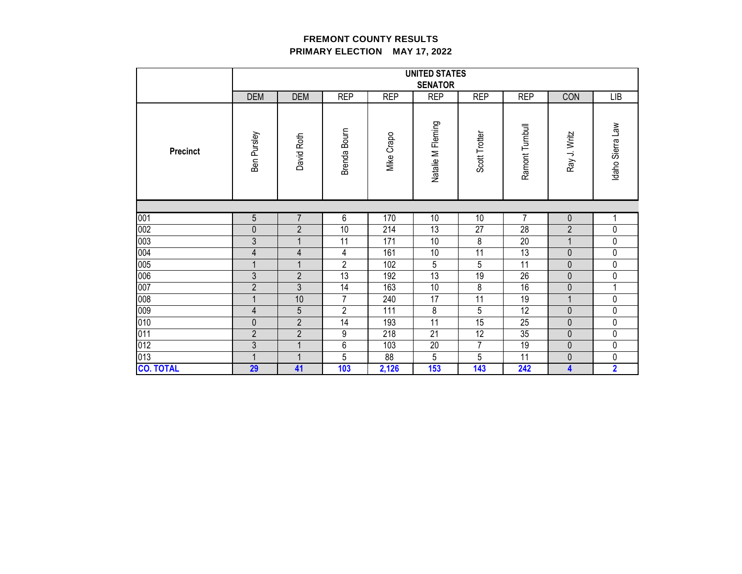# FREMONT COUNTY RESULTS
## PRIMARY ELECTION MAY 17, 2022

| | UNITED STATES SENATOR | | | | | | | | |
|---|---|---|---|---|---|---|---|---|---|
| | DEM | DEM | REP | REP | REP | REP | REP | CON | LIB |
| Precinct | Ben Pursley | David Roth | Brenda Bourn | Mike Crapo | Natalie M Fleming | Scott Trotter | Ramont Turnbull | Ray J. Writz | Idaho Sierra Law |
| 001 | 5 | 7 | 6 | 170 | 10 | 10 | 7 | 0 | 1 |
| 002 | 0 | 2 | 10 | 214 | 13 | 27 | 28 | 2 | 0 |
| 003 | 3 | 1 | 11 | 171 | 10 | 8 | 20 | 1 | 0 |
| 004 | 4 | 4 | 4 | 161 | 10 | 11 | 13 | 0 | 0 |
| 005 | 1 | 1 | 2 | 102 | 5 | 5 | 11 | 0 | 0 |
| 006 | 3 | 2 | 13 | 192 | 13 | 19 | 26 | 0 | 0 |
| 007 | 2 | 3 | 14 | 163 | 10 | 8 | 16 | 0 | 1 |
| 008 | 1 | 10 | 7 | 240 | 17 | 11 | 19 | 1 | 0 |
| 009 | 4 | 5 | 2 | 111 | 8 | 5 | 12 | 0 | 0 |
| 010 | 0 | 2 | 14 | 193 | 11 | 15 | 25 | 0 | 0 |
| 011 | 2 | 2 | 9 | 218 | 21 | 12 | 35 | 0 | 0 |
| 012 | 3 | 1 | 6 | 103 | 20 | 7 | 19 | 0 | 0 |
| 013 | 1 | 1 | 5 | 88 | 5 | 5 | 11 | 0 | 0 |
| **CO. TOTAL** | **29** | **41** | **103** | **2,126** | **153** | **143** | **242** | **4** | **2** |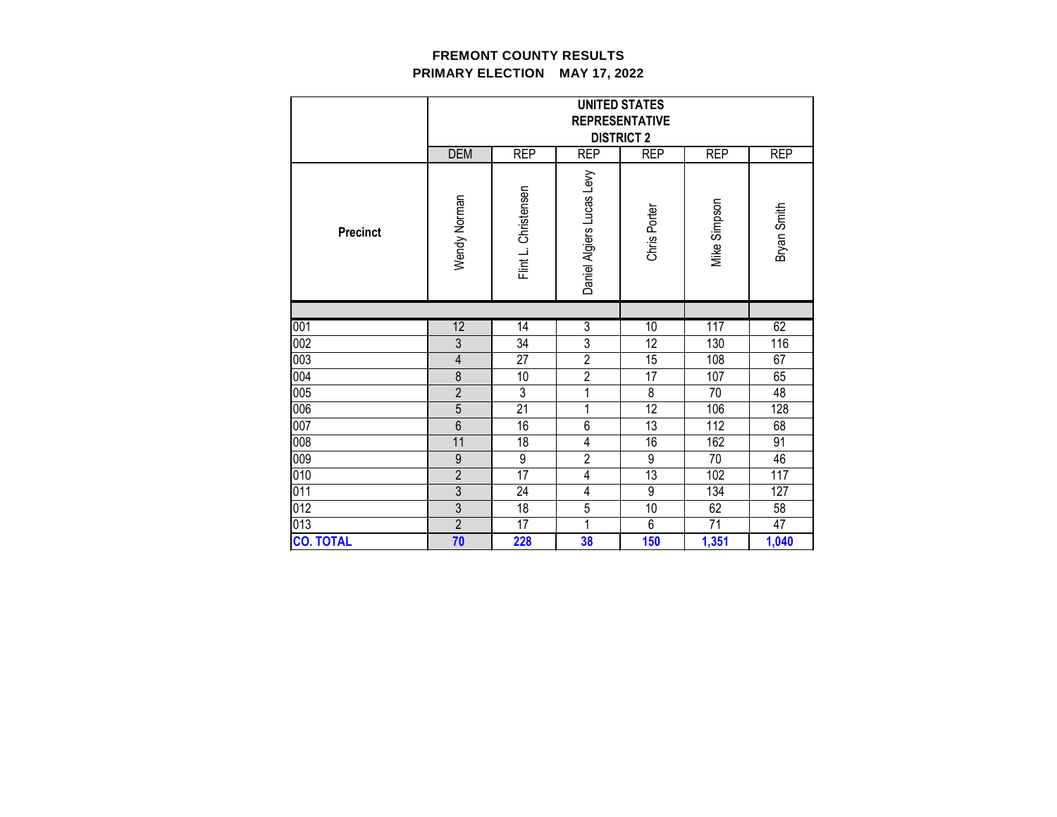**FREMONT COUNTY RESULTS**
**PRIMARY ELECTION MAY 17, 2022**

| | UNITED STATES REPRESENTATIVE DISTRICT 2 | | | | | |
|---|---|---|---|---|---|---|
| | DEM | REP | REP | REP | REP | REP |
| **Precinct** | Wendy Norman | Flint L. Christensen | Daniel Algiers Lucas Levy | Chris Porter | Mike Simpson | Bryan Smith |
| 001 | 12 | 14 | 3 | 10 | 117 | 62 |
| 002 | 3 | 34 | 3 | 12 | 130 | 116 |
| 003 | 4 | 27 | 2 | 15 | 108 | 67 |
| 004 | 8 | 10 | 2 | 17 | 107 | 65 |
| 005 | 2 | 3 | 1 | 8 | 70 | 48 |
| 006 | 5 | 21 | 1 | 12 | 106 | 128 |
| 007 | 6 | 16 | 6 | 13 | 112 | 68 |
| 008 | 11 | 18 | 4 | 16 | 162 | 91 |
| 009 | 9 | 9 | 2 | 9 | 70 | 46 |
| 010 | 2 | 17 | 4 | 13 | 102 | 117 |
| 011 | 3 | 24 | 4 | 9 | 134 | 127 |
| 012 | 3 | 18 | 5 | 10 | 62 | 58 |
| 013 | 2 | 17 | 1 | 6 | 71 | 47 |
| **CO. TOTAL** | **70** | **228** | **38** | **150** | **1,351** | **1,040** |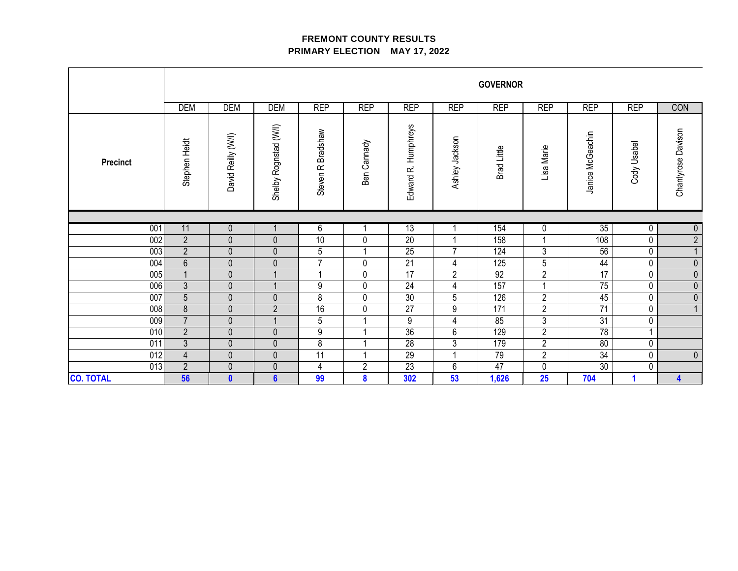**FREMONT COUNTY RESULTS**
**PRIMARY ELECTION MAY 17, 2022**

| | GOVERNOR | | | | | | | | | | | |
|---|---|---|---|---|---|---|---|---|---|---|---|---|
| | DEM | DEM | DEM | REP | REP | REP | REP | REP | REP | REP | REP | CON |
| Precinct | Stephen Heidt | David Reilly (W/I) | Shelby Rognstad (W/I) | Steven R Bradshaw | Ben Cannady | Edward R. Humphreys | Ashley Jackson | Brad Little | Lisa Marie | Janice McGeachin | Cody Usabel | Chantyrose Davison |
| 001 | 11 | 0 | 1 | 6 | 1 | 13 | 1 | 154 | 0 | 35 | 0 | 0 |
| 002 | 2 | 0 | 0 | 10 | 0 | 20 | 1 | 158 | 1 | 108 | 0 | 2 |
| 003 | 2 | 0 | 0 | 5 | 1 | 25 | 7 | 124 | 3 | 56 | 0 | 1 |
| 004 | 6 | 0 | 0 | 7 | 0 | 21 | 4 | 125 | 5 | 44 | 0 | 0 |
| 005 | 1 | 0 | 1 | 1 | 0 | 17 | 2 | 92 | 2 | 17 | 0 | 0 |
| 006 | 3 | 0 | 1 | 9 | 0 | 24 | 4 | 157 | 1 | 75 | 0 | 0 |
| 007 | 5 | 0 | 0 | 8 | 0 | 30 | 5 | 126 | 2 | 45 | 0 | 0 |
| 008 | 8 | 0 | 2 | 16 | 0 | 27 | 9 | 171 | 2 | 71 | 0 | 1 |
| 009 | 7 | 0 | 1 | 5 | 1 | 9 | 4 | 85 | 3 | 31 | 0 | |
| 010 | 2 | 0 | 0 | 9 | 1 | 36 | 6 | 129 | 2 | 78 | 1 | |
| 011 | 3 | 0 | 0 | 8 | 1 | 28 | 3 | 179 | 2 | 80 | 0 | |
| 012 | 4 | 0 | 0 | 11 | 1 | 29 | 1 | 79 | 2 | 34 | 0 | 0 |
| 013 | 2 | 0 | 0 | 4 | 2 | 23 | 6 | 47 | 0 | 30 | 0 | |
| **CO. TOTAL** | **56** | **0** | **6** | **99** | **8** | **302** | **53** | **1,626** | **25** | **704** | **1** | **4** |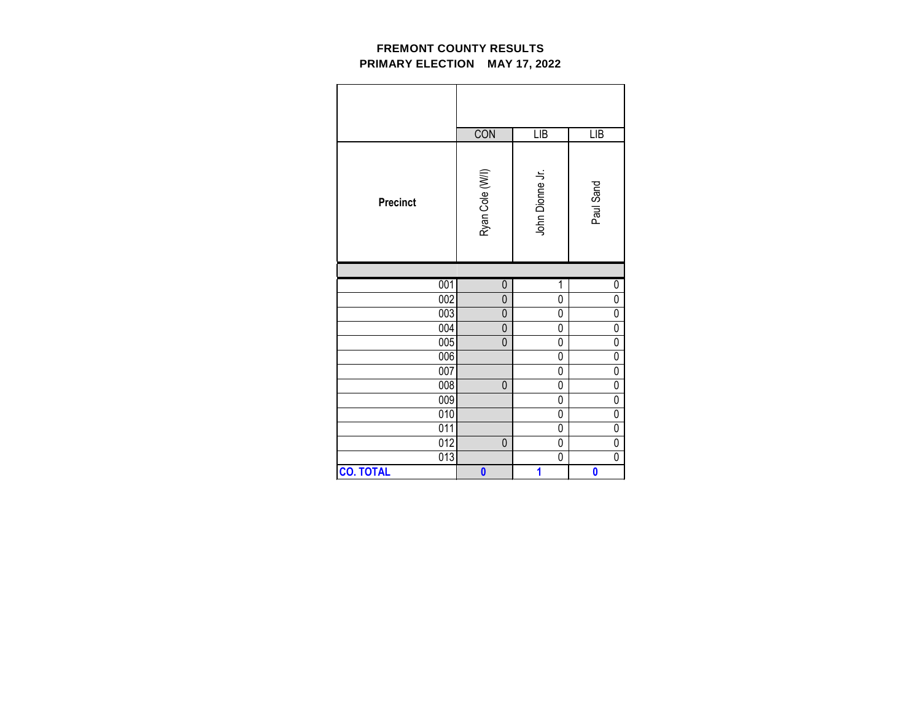# FREMONT COUNTY RESULTS
## PRIMARY ELECTION MAY 17, 2022

| | CON | LIB | LIB |
|---|---|---|---|
| **Precinct** | Ryan Cole (W/I) | John Dionne Jr. | Paul Sand |
| 001 | 0 | 1 | 0 |
| 002 | 0 | 0 | 0 |
| 003 | 0 | 0 | 0 |
| 004 | 0 | 0 | 0 |
| 005 | 0 | 0 | 0 |
| 006 | | 0 | 0 |
| 007 | | 0 | 0 |
| 008 | 0 | 0 | 0 |
| 009 | | 0 | 0 |
| 010 | | 0 | 0 |
| 011 | | 0 | 0 |
| 012 | 0 | 0 | 0 |
| 013 | | 0 | 0 |
| **CO. TOTAL** | **0** | **1** | **0** |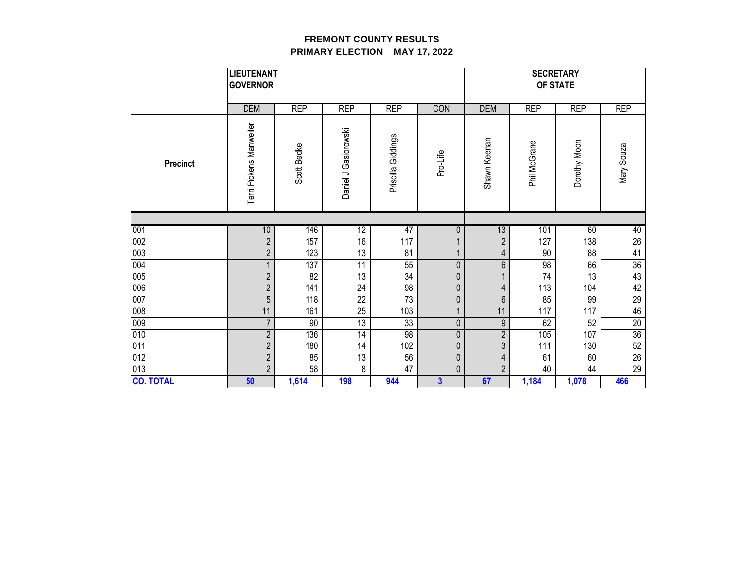**FREMONT COUNTY RESULTS**
**PRIMARY ELECTION MAY 17, 2022**

| | LIEUTENANT GOVERNOR | | | | | SECRETARY OF STATE | | | |
|---|---|---|---|---|---|---|---|---|---|
| | DEM | REP | REP | REP | CON | DEM | REP | REP | REP |
| Precinct | Terri Pickens Manweiler | Scott Bedke | Daniel J Gasiorowski | Priscilla Giddings | Pro-Life | Shawn Keenan | Phil McGrane | Dorothy Moon | Mary Souza |
| 001 | 10 | 146 | 12 | 47 | 0 | 13 | 101 | 60 | 40 |
| 002 | 2 | 157 | 16 | 117 | 1 | 2 | 127 | 138 | 26 |
| 003 | 2 | 123 | 13 | 81 | 1 | 4 | 90 | 88 | 41 |
| 004 | 1 | 137 | 11 | 55 | 0 | 6 | 98 | 66 | 36 |
| 005 | 2 | 82 | 13 | 34 | 0 | 1 | 74 | 13 | 43 |
| 006 | 2 | 141 | 24 | 98 | 0 | 4 | 113 | 104 | 42 |
| 007 | 5 | 118 | 22 | 73 | 0 | 6 | 85 | 99 | 29 |
| 008 | 11 | 161 | 25 | 103 | 1 | 11 | 117 | 117 | 46 |
| 009 | 7 | 90 | 13 | 33 | 0 | 9 | 62 | 52 | 20 |
| 010 | 2 | 136 | 14 | 98 | 0 | 2 | 105 | 107 | 36 |
| 011 | 2 | 180 | 14 | 102 | 0 | 3 | 111 | 130 | 52 |
| 012 | 2 | 85 | 13 | 56 | 0 | 4 | 61 | 60 | 26 |
| 013 | 2 | 58 | 8 | 47 | 0 | 2 | 40 | 44 | 29 |
| **CO. TOTAL** | **50** | **1,614** | **198** | **944** | **3** | **67** | **1,184** | **1,078** | **466** |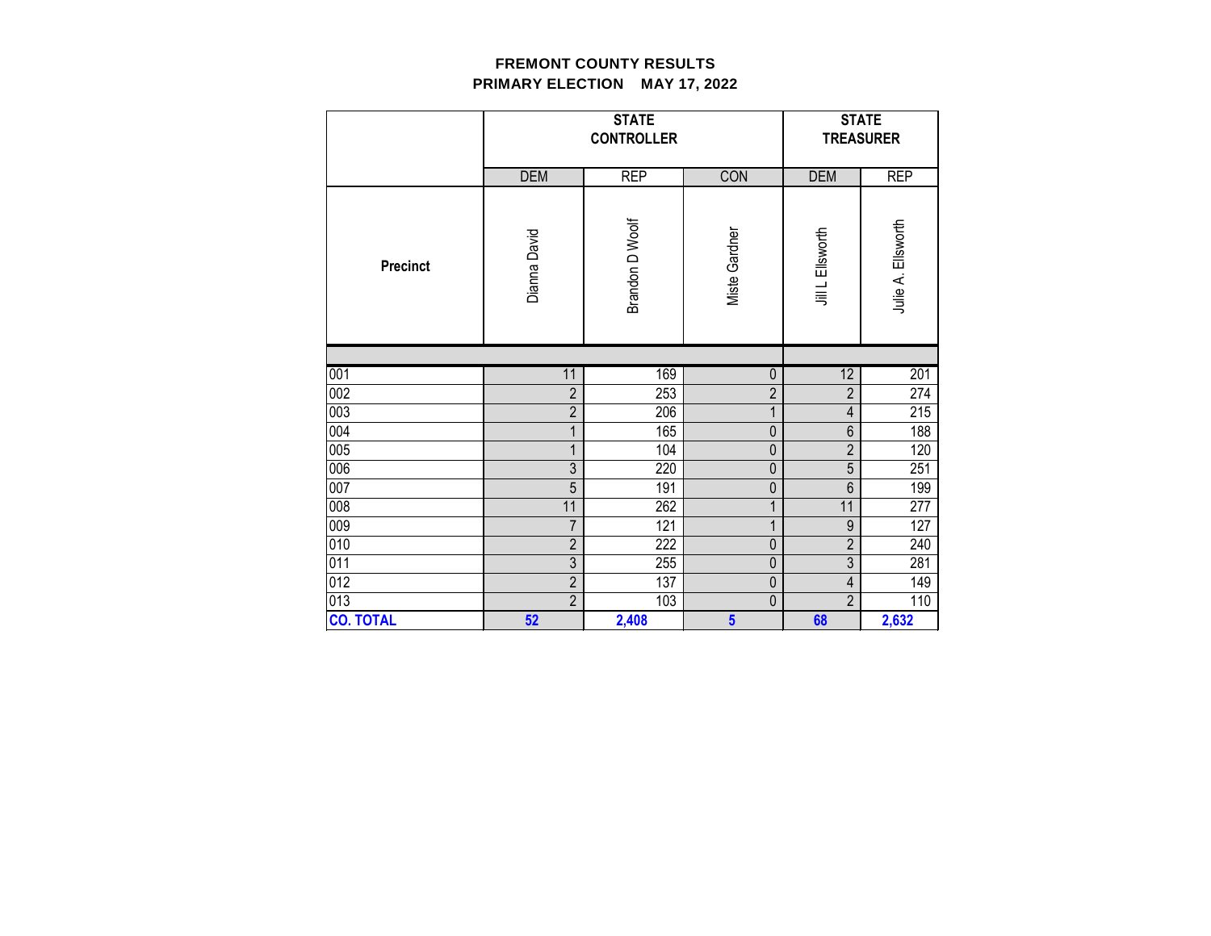**FREMONT COUNTY RESULTS**
**PRIMARY ELECTION MAY 17, 2022**

| | STATE CONTROLLER | | | STATE TREASURER | |
|---|---|---|---|---|---|
| | DEM | REP | CON | DEM | REP |
| **Precinct** | Dianna David | Brandon D Woolf | Miste Gardner | Jill L Ellsworth | Julie A. Ellsworth |
| 001 | 11 | 169 | 0 | 12 | 201 |
| 002 | 2 | 253 | 2 | 2 | 274 |
| 003 | 2 | 206 | 1 | 4 | 215 |
| 004 | 1 | 165 | 0 | 6 | 188 |
| 005 | 1 | 104 | 0 | 2 | 120 |
| 006 | 3 | 220 | 0 | 5 | 251 |
| 007 | 5 | 191 | 0 | 6 | 199 |
| 008 | 11 | 262 | 1 | 11 | 277 |
| 009 | 7 | 121 | 1 | 9 | 127 |
| 010 | 2 | 222 | 0 | 2 | 240 |
| 011 | 3 | 255 | 0 | 3 | 281 |
| 012 | 2 | 137 | 0 | 4 | 149 |
| 013 | 2 | 103 | 0 | 2 | 110 |
| **CO. TOTAL** | **52** | **2,408** | **5** | **68** | **2,632** |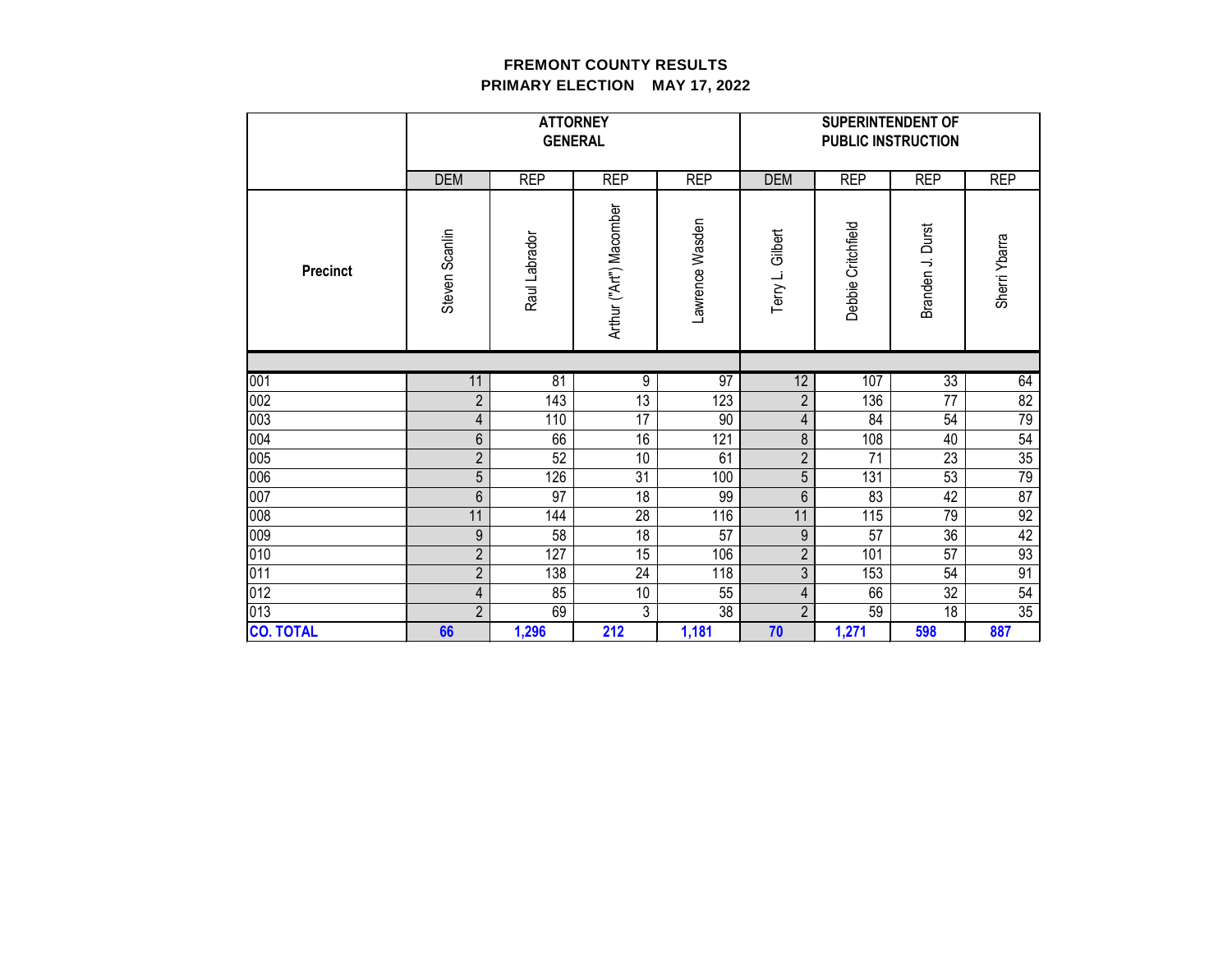# FREMONT COUNTY RESULTS
## PRIMARY ELECTION MAY 17, 2022

| | ATTORNEY GENERAL | | | | SUPERINTENDENT OF PUBLIC INSTRUCTION | | | |
|---|---|---|---|---|---|---|---|---|
| | DEM | REP | REP | REP | DEM | REP | REP | REP |
| Precinct | Steven Scanlin | Raul Labrador | Arthur ("Art") Macomber | Lawrence Wasden | Terry L. Gilbert | Debbie Critchfield | Branden J. Durst | Sherri Ybarra |
| 001 | 11 | 81 | 9 | 97 | 12 | 107 | 33 | 64 |
| 002 | 2 | 143 | 13 | 123 | 2 | 136 | 77 | 82 |
| 003 | 4 | 110 | 17 | 90 | 4 | 84 | 54 | 79 |
| 004 | 6 | 66 | 16 | 121 | 8 | 108 | 40 | 54 |
| 005 | 2 | 52 | 10 | 61 | 2 | 71 | 23 | 35 |
| 006 | 5 | 126 | 31 | 100 | 5 | 131 | 53 | 79 |
| 007 | 6 | 97 | 18 | 99 | 6 | 83 | 42 | 87 |
| 008 | 11 | 144 | 28 | 116 | 11 | 115 | 79 | 92 |
| 009 | 9 | 58 | 18 | 57 | 9 | 57 | 36 | 42 |
| 010 | 2 | 127 | 15 | 106 | 2 | 101 | 57 | 93 |
| 011 | 2 | 138 | 24 | 118 | 3 | 153 | 54 | 91 |
| 012 | 4 | 85 | 10 | 55 | 4 | 66 | 32 | 54 |
| 013 | 2 | 69 | 3 | 38 | 2 | 59 | 18 | 35 |
| **CO. TOTAL** | **66** | **1,296** | **212** | **1,181** | **70** | **1,271** | **598** | **887** |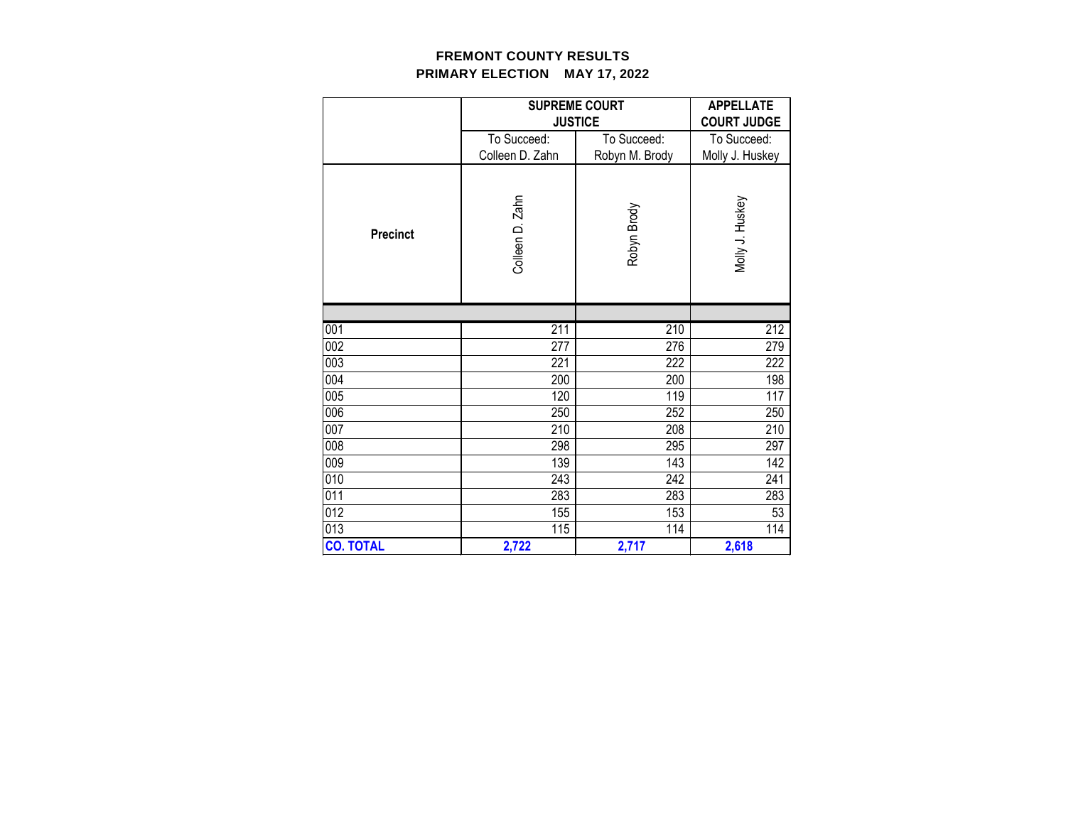# FREMONT COUNTY RESULTS
## PRIMARY ELECTION MAY 17, 2022

| | SUPREME COURT JUSTICE | | APPELLATE COURT JUDGE |
|---|---|---|---|
| | To Succeed: Colleen D. Zahn | To Succeed: Robyn M. Brody | To Succeed: Molly J. Huskey |
| **Precinct** | Colleen D. Zahn | Robyn Brody | Molly J. Huskey |
| 001 | 211 | 210 | 212 |
| 002 | 277 | 276 | 279 |
| 003 | 221 | 222 | 222 |
| 004 | 200 | 200 | 198 |
| 005 | 120 | 119 | 117 |
| 006 | 250 | 252 | 250 |
| 007 | 210 | 208 | 210 |
| 008 | 298 | 295 | 297 |
| 009 | 139 | 143 | 142 |
| 010 | 243 | 242 | 241 |
| 011 | 283 | 283 | 283 |
| 012 | 155 | 153 | 53 |
| 013 | 115 | 114 | 114 |
| **CO. TOTAL** | **2,722** | **2,717** | **2,618** |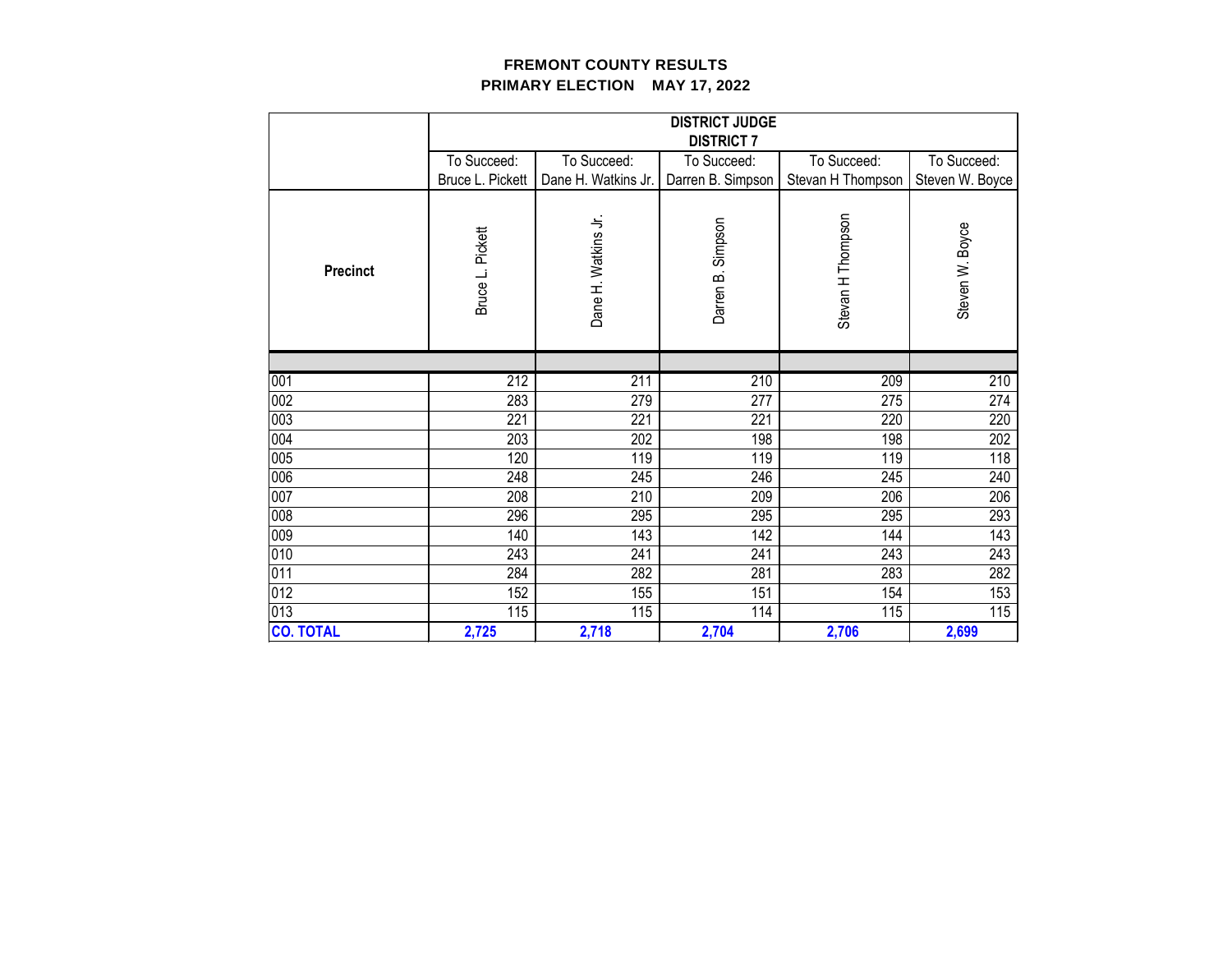**FREMONT COUNTY RESULTS**
**PRIMARY ELECTION MAY 17, 2022**

| Precinct | DISTRICT JUDGE DISTRICT 7 | | | | |
|---|---|---|---|---|---|
| | To Succeed: Bruce L. Pickett | To Succeed: Dane H. Watkins Jr. | To Succeed: Darren B. Simpson | To Succeed: Stevan H Thompson | To Succeed: Steven W. Boyce |
| | Bruce L. Pickett | Dane H. Watkins Jr. | Darren B. Simpson | Stevan H Thompson | Steven W. Boyce |
| 001 | 212 | 211 | 210 | 209 | 210 |
| 002 | 283 | 279 | 277 | 275 | 274 |
| 003 | 221 | 221 | 221 | 220 | 220 |
| 004 | 203 | 202 | 198 | 198 | 202 |
| 005 | 120 | 119 | 119 | 119 | 118 |
| 006 | 248 | 245 | 246 | 245 | 240 |
| 007 | 208 | 210 | 209 | 206 | 206 |
| 008 | 296 | 295 | 295 | 295 | 293 |
| 009 | 140 | 143 | 142 | 144 | 143 |
| 010 | 243 | 241 | 241 | 243 | 243 |
| 011 | 284 | 282 | 281 | 283 | 282 |
| 012 | 152 | 155 | 151 | 154 | 153 |
| 013 | 115 | 115 | 114 | 115 | 115 |
| **CO. TOTAL** | **2,725** | **2,718** | **2,704** | **2,706** | **2,699** |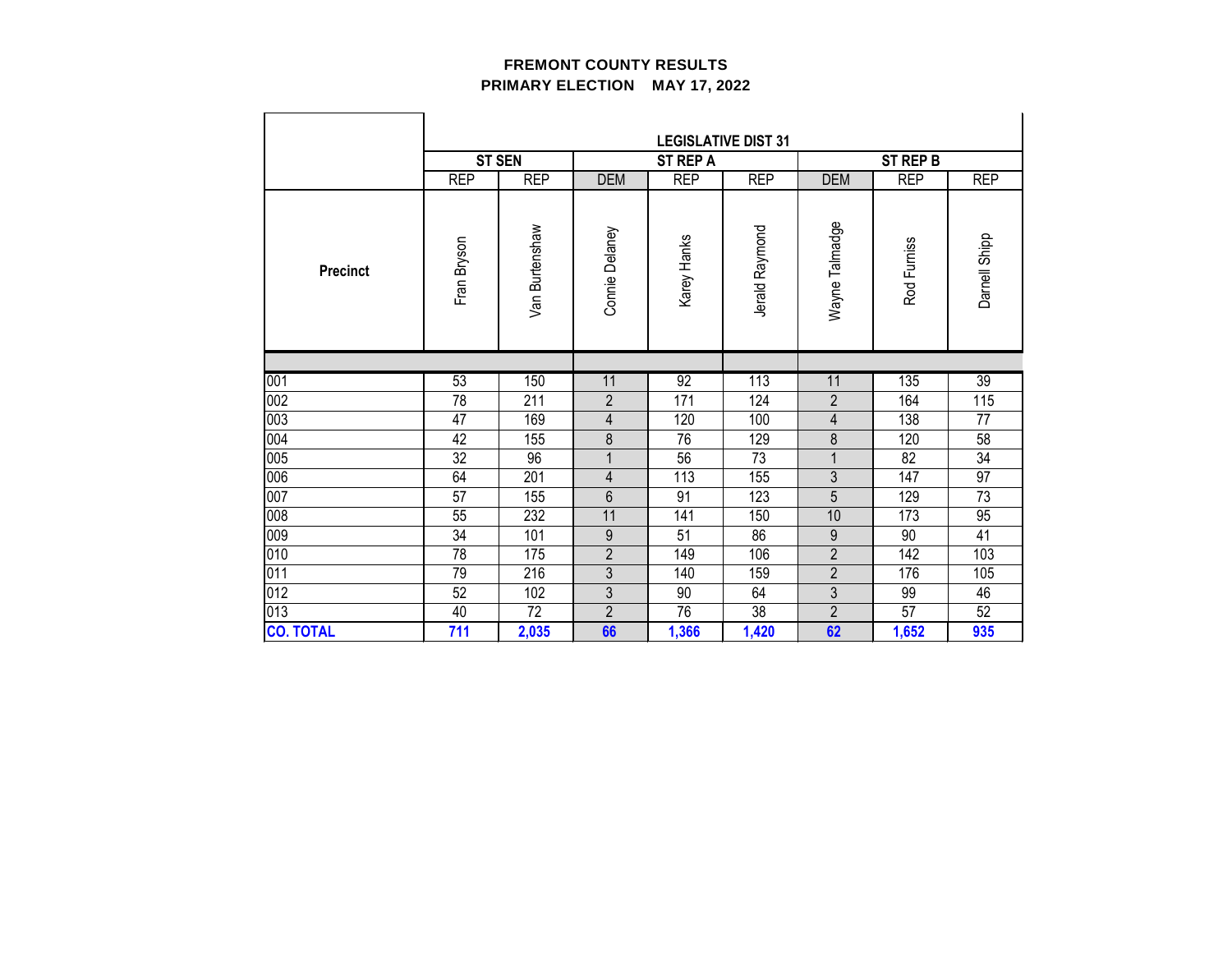**FREMONT COUNTY RESULTS**

**PRIMARY ELECTION MAY 17, 2022**

| | LEGISLATIVE DIST 31 | | | | | | | |
|---|---|---|---|---|---|---|---|---|
| | ST SEN | | ST REP A | | | ST REP B | | |
| | REP | REP | DEM | REP | REP | DEM | REP | REP |
| **Precinct** | Fran Bryson | Van Burtenshaw | Connie Delaney | Karey Hanks | Jerald Raymond | Wayne Talmadge | Rod Furniss | Darnell Shipp |
| 001 | 53 | 150 | 11 | 92 | 113 | 11 | 135 | 39 |
| 002 | 78 | 211 | 2 | 171 | 124 | 2 | 164 | 115 |
| 003 | 47 | 169 | 4 | 120 | 100 | 4 | 138 | 77 |
| 004 | 42 | 155 | 8 | 76 | 129 | 8 | 120 | 58 |
| 005 | 32 | 96 | 1 | 56 | 73 | 1 | 82 | 34 |
| 006 | 64 | 201 | 4 | 113 | 155 | 3 | 147 | 97 |
| 007 | 57 | 155 | 6 | 91 | 123 | 5 | 129 | 73 |
| 008 | 55 | 232 | 11 | 141 | 150 | 10 | 173 | 95 |
| 009 | 34 | 101 | 9 | 51 | 86 | 9 | 90 | 41 |
| 010 | 78 | 175 | 2 | 149 | 106 | 2 | 142 | 103 |
| 011 | 79 | 216 | 3 | 140 | 159 | 2 | 176 | 105 |
| 012 | 52 | 102 | 3 | 90 | 64 | 3 | 99 | 46 |
| 013 | 40 | 72 | 2 | 76 | 38 | 2 | 57 | 52 |
| **CO. TOTAL** | **711** | **2,035** | **66** | **1,366** | **1,420** | **62** | **1,652** | **935** |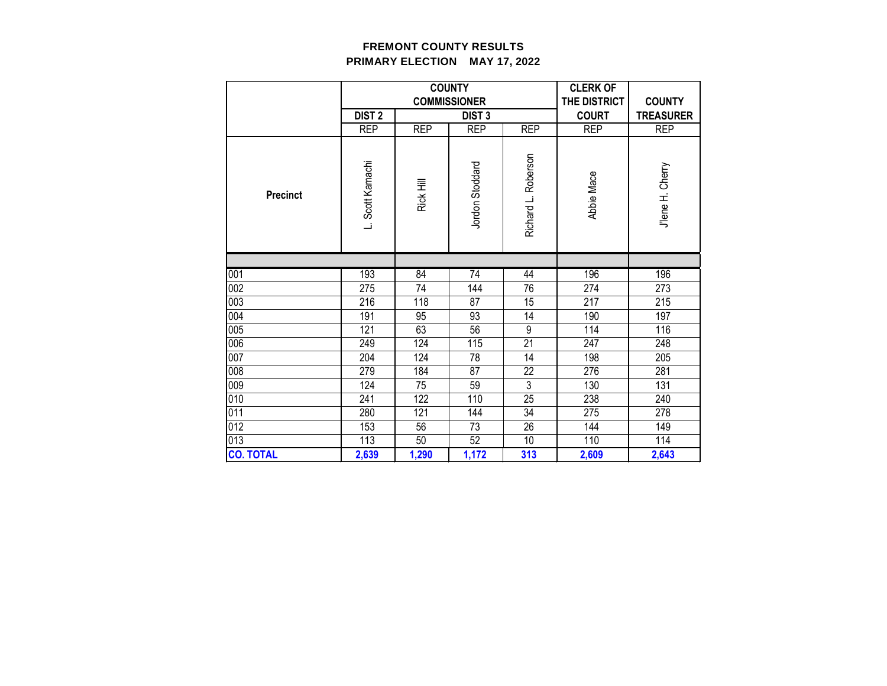# FREMONT COUNTY RESULTS
## PRIMARY ELECTION MAY 17, 2022

| | COUNTY COMMISSIONER | | | | CLERK OF THE DISTRICT COURT | COUNTY TREASURER |
|---|---|---|---|---|---|---|
| | DIST 2 | DIST 3 | | | | |
| | REP | REP | REP | REP | REP | REP |
| Precinct | L. Scott Kamachi | Rick Hill | Jordon Stoddard | Richard L. Roberson | Abbie Mace | J'lene H. Cherry |
| 001 | 193 | 84 | 74 | 44 | 196 | 196 |
| 002 | 275 | 74 | 144 | 76 | 274 | 273 |
| 003 | 216 | 118 | 87 | 15 | 217 | 215 |
| 004 | 191 | 95 | 93 | 14 | 190 | 197 |
| 005 | 121 | 63 | 56 | 9 | 114 | 116 |
| 006 | 249 | 124 | 115 | 21 | 247 | 248 |
| 007 | 204 | 124 | 78 | 14 | 198 | 205 |
| 008 | 279 | 184 | 87 | 22 | 276 | 281 |
| 009 | 124 | 75 | 59 | 3 | 130 | 131 |
| 010 | 241 | 122 | 110 | 25 | 238 | 240 |
| 011 | 280 | 121 | 144 | 34 | 275 | 278 |
| 012 | 153 | 56 | 73 | 26 | 144 | 149 |
| 013 | 113 | 50 | 52 | 10 | 110 | 114 |
| **CO. TOTAL** | **2,639** | **1,290** | **1,172** | **313** | **2,609** | **2,643** |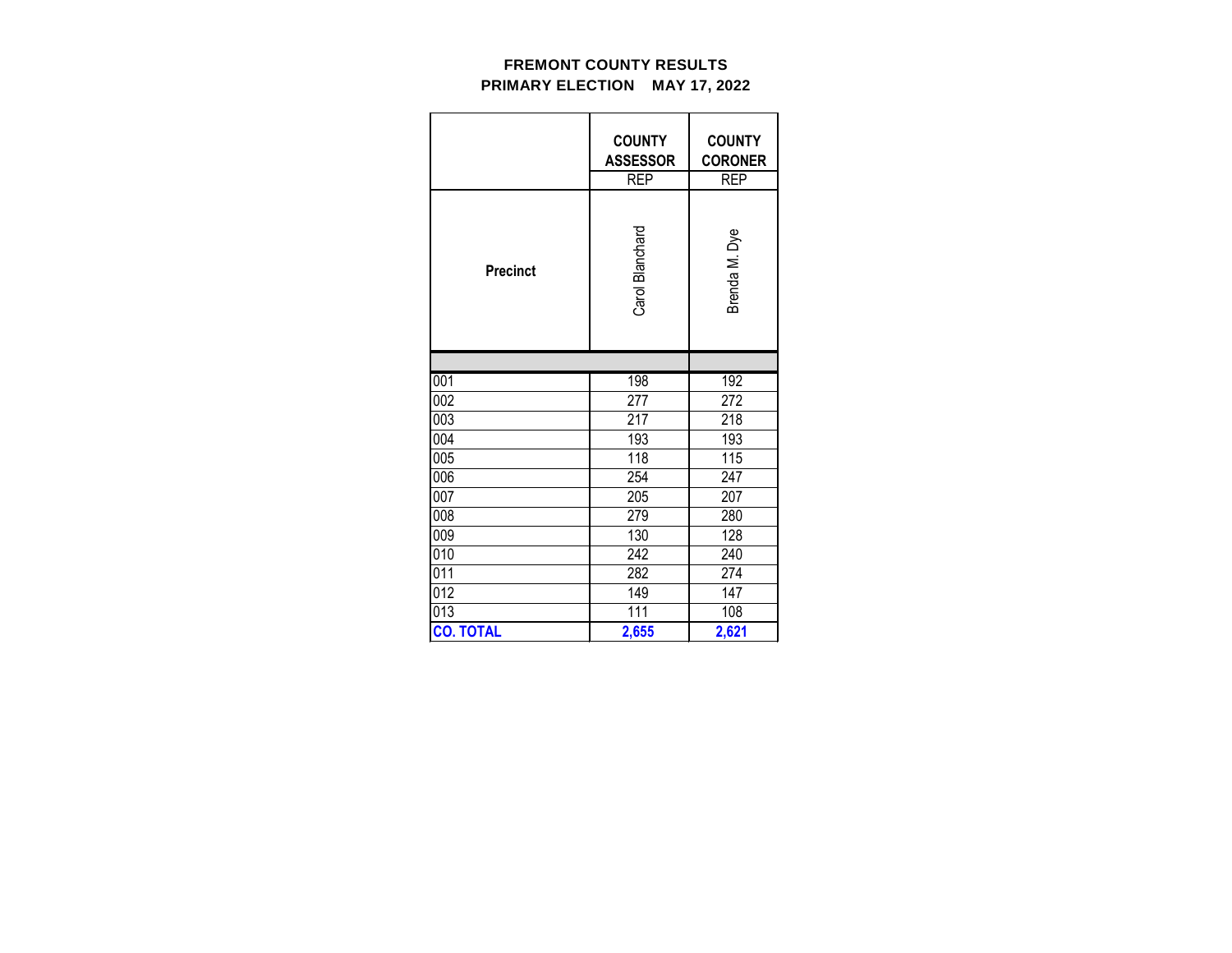**FREMONT COUNTY RESULTS**
**PRIMARY ELECTION MAY 17, 2022**

| | COUNTY ASSESSOR | COUNTY CORONER |
|---|---|---|
| | REP | REP |
| **Precinct** | Carol Blanchard | Brenda M. Dye |
| 001 | 198 | 192 |
| 002 | 277 | 272 |
| 003 | 217 | 218 |
| 004 | 193 | 193 |
| 005 | 118 | 115 |
| 006 | 254 | 247 |
| 007 | 205 | 207 |
| 008 | 279 | 280 |
| 009 | 130 | 128 |
| 010 | 242 | 240 |
| 011 | 282 | 274 |
| 012 | 149 | 147 |
| 013 | 111 | 108 |
| **CO. TOTAL** | **2,655** | **2,621** |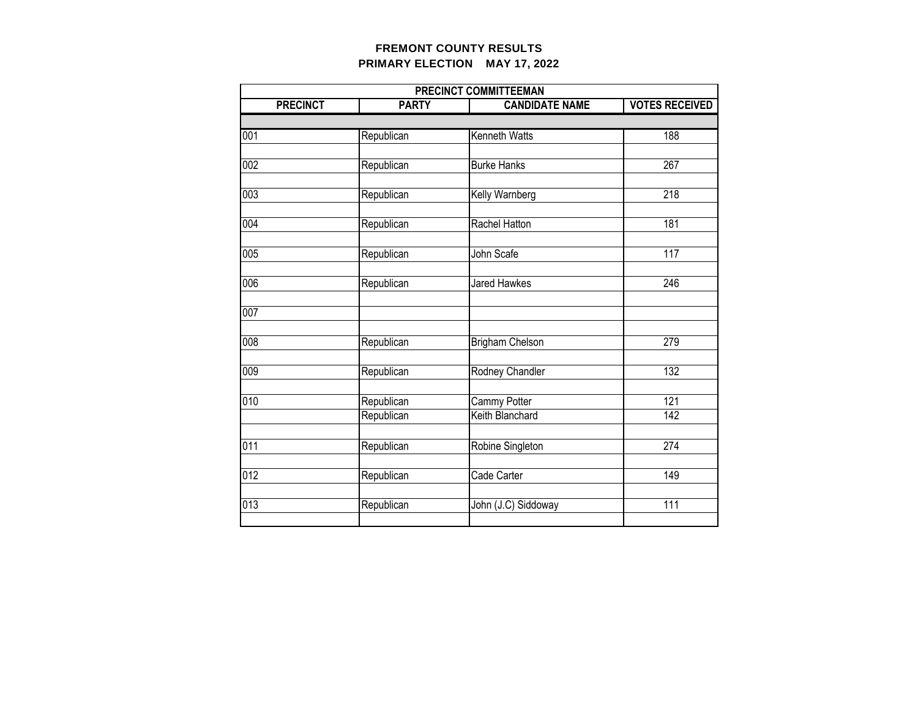**FREMONT COUNTY RESULTS**
**PRIMARY ELECTION MAY 17, 2022**

| PRECINCT COMMITTEEMAN | | | |
|---|---|---|---|
| **PRECINCT** | **PARTY** | **CANDIDATE NAME** | **VOTES RECEIVED** |
| 001 | Republican | Kenneth Watts | 188 |
| 002 | Republican | Burke Hanks | 267 |
| 003 | Republican | Kelly Warnberg | 218 |
| 004 | Republican | Rachel Hatton | 181 |
| 005 | Republican | John Scafe | 117 |
| 006 | Republican | Jared Hawkes | 246 |
| 007 | | | |
| 008 | Republican | Brigham Chelson | 279 |
| 009 | Republican | Rodney Chandler | 132 |
| 010 | Republican | Cammy Potter | 121 |
| | Republican | Keith Blanchard | 142 |
| 011 | Republican | Robine Singleton | 274 |
| 012 | Republican | Cade Carter | 149 |
| 013 | Republican | John (J.C) Siddoway | 111 |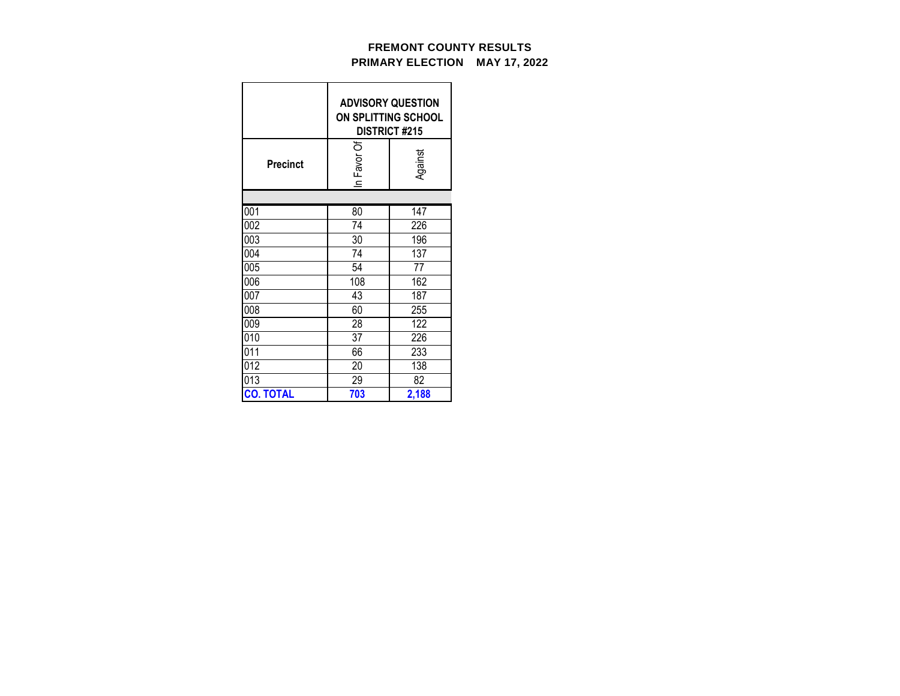**FREMONT COUNTY RESULTS**
**PRIMARY ELECTION MAY 17, 2022**

| | ADVISORY QUESTION ON SPLITTING SCHOOL DISTRICT #215 | |
|---|---|---|
| **Precinct** | In Favor Of | Against |
| 001 | 80 | 147 |
| 002 | 74 | 226 |
| 003 | 30 | 196 |
| 004 | 74 | 137 |
| 005 | 54 | 77 |
| 006 | 108 | 162 |
| 007 | 43 | 187 |
| 008 | 60 | 255 |
| 009 | 28 | 122 |
| 010 | 37 | 226 |
| 011 | 66 | 233 |
| 012 | 20 | 138 |
| 013 | 29 | 82 |
| **CO. TOTAL** | **703** | **2,188** |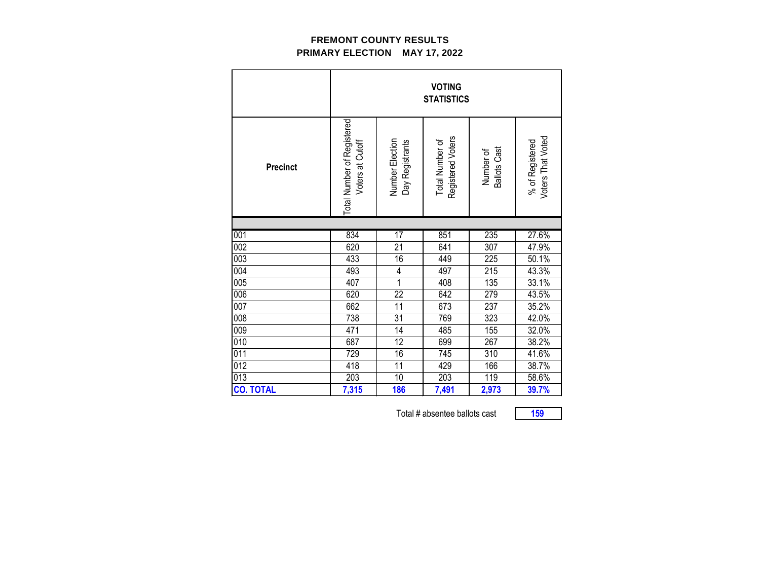# FREMONT COUNTY RESULTS
## PRIMARY ELECTION MAY 17, 2022

| | VOTING STATISTICS | | | | |
|---|---|---|---|---|---|
| Precinct | Total Number of Registered Voters at Cutoff | Number Election Day Registrants | Total Number of Registered Voters | Number of Ballots Cast | % of Registered Voters That Voted |
| 001 | 834 | 17 | 851 | 235 | 27.6% |
| 002 | 620 | 21 | 641 | 307 | 47.9% |
| 003 | 433 | 16 | 449 | 225 | 50.1% |
| 004 | 493 | 4 | 497 | 215 | 43.3% |
| 005 | 407 | 1 | 408 | 135 | 33.1% |
| 006 | 620 | 22 | 642 | 279 | 43.5% |
| 007 | 662 | 11 | 673 | 237 | 35.2% |
| 008 | 738 | 31 | 769 | 323 | 42.0% |
| 009 | 471 | 14 | 485 | 155 | 32.0% |
| 010 | 687 | 12 | 699 | 267 | 38.2% |
| 011 | 729 | 16 | 745 | 310 | 41.6% |
| 012 | 418 | 11 | 429 | 166 | 38.7% |
| 013 | 203 | 10 | 203 | 119 | 58.6% |
| **CO. TOTAL** | **7,315** | **186** | **7,491** | **2,973** | **39.7%** |

Total # absentee ballots cast **159**